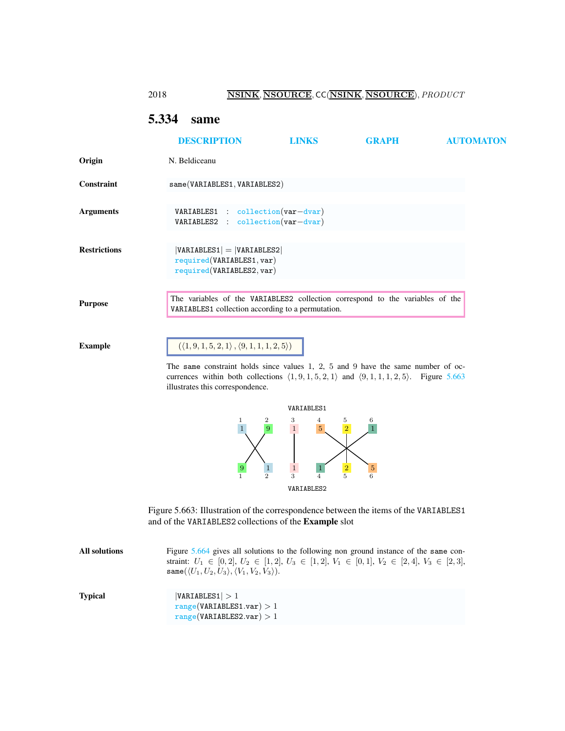## 5.334 same

DESCRIPTION LINKS GRAPH AUTOMATON

**Origin** N. Beldiceanu

**Constraint** `same(VARIABLES1, VARIABLES2)`

**Arguments**

```
VARIABLES1 : collection(var-dvar)
VARIABLES2 : collection(var-dvar)
```

**Restrictions**

```
|VARIABLES1| = |VARIABLES2|
required(VARIABLES1, var)
required(VARIABLES2, var)
```

**Purpose** The variables of the VARIABLES2 collection correspond to the variables of the VARIABLES1 collection according to a permutation.

**Example** $(\langle 1, 9, 1, 5, 2, 1\rangle, \langle 9, 1, 1, 1, 2, 5\rangle)$

The same constraint holds since values 1, 2, 5 and 9 have the same number of occurrences within both collections $\langle 1, 9, 1, 5, 2, 1\rangle$ and $\langle 9, 1, 1, 1, 2, 5\rangle$. Figure 5.663 illustrates this correspondence.

Figure 5.663: Illustration of the correspondence between the items of the VARIABLES1 and of the VARIABLES2 collections of the **Example** slot

**All solutions** Figure 5.664 gives all solutions to the following non ground instance of the same constraint: $U_1 \in [0, 2]$, $U_2 \in [1, 2]$, $U_3 \in [1, 2]$, $V_1 \in [0, 1]$, $V_2 \in [2, 4]$, $V_3 \in [2, 3]$, same$(\langle U_1, U_2, U_3\rangle, \langle V_1, V_2, V_3\rangle)$.

**Typical**

```
|VARIABLES1| > 1
range(VARIABLES1.var) > 1
range(VARIABLES2.var) > 1
```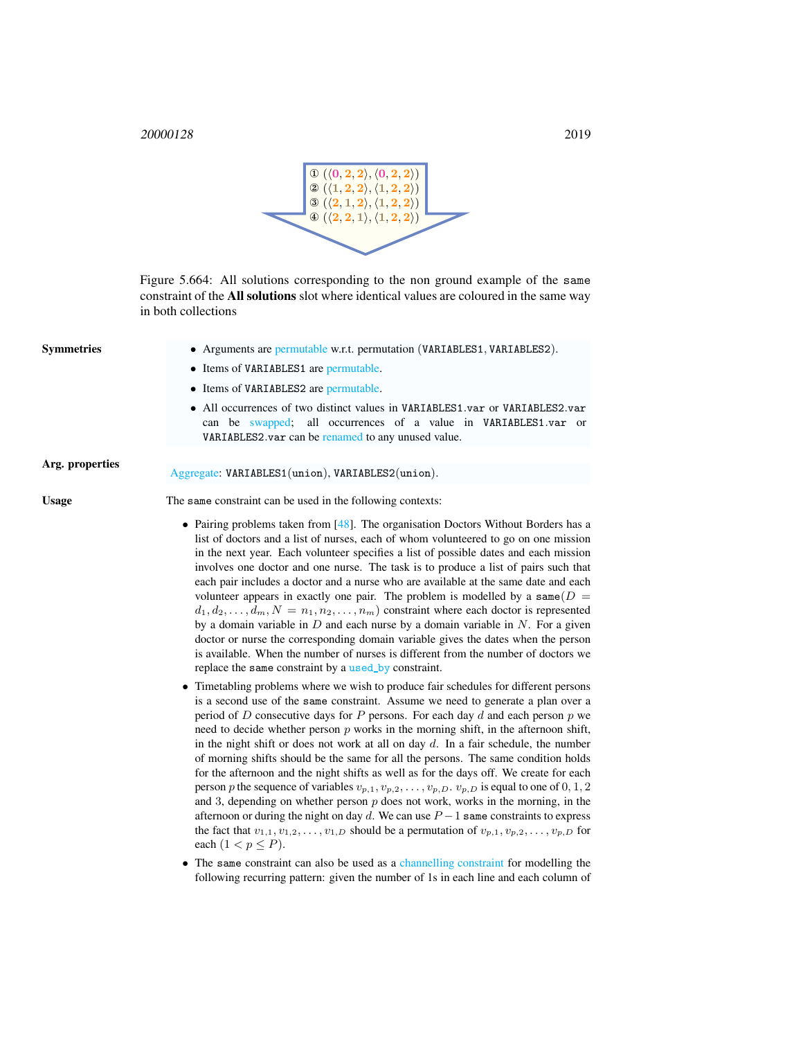① $(\langle 0, 2, 2\rangle, \langle 0, 2, 2\rangle)$
② $(\langle 1, 2, 2\rangle, \langle 1, 2, 2\rangle)$
③ $(\langle 2, 1, 2\rangle, \langle 1, 2, 2\rangle)$
④ $(\langle 2, 2, 1\rangle, \langle 1, 2, 2\rangle)$

Figure 5.664: All solutions corresponding to the non ground example of the `same` constraint of the **All solutions** slot where identical values are coloured in the same way in both collections

**Symmetries**

- Arguments are permutable w.r.t. permutation (`VARIABLES1`, `VARIABLES2`).
- Items of `VARIABLES1` are permutable.
- Items of `VARIABLES2` are permutable.
- All occurrences of two distinct values in `VARIABLES1.var` or `VARIABLES2.var` can be swapped; all occurrences of a value in `VARIABLES1.var` or `VARIABLES2.var` can be renamed to any unused value.

**Arg. properties**

Aggregate: `VARIABLES1(union)`, `VARIABLES2(union)`.

**Usage**

The `same` constraint can be used in the following contexts:

- Pairing problems taken from [48]. The organisation Doctors Without Borders has a list of doctors and a list of nurses, each of whom volunteered to go on one mission in the next year. Each volunteer specifies a list of possible dates and each mission involves one doctor and one nurse. The task is to produce a list of pairs such that each pair includes a doctor and a nurse who are available at the same date and each volunteer appears in exactly one pair. The problem is modelled by a `same`$(D = d_1, d_2, \ldots, d_m, N = n_1, n_2, \ldots, n_m)$ constraint where each doctor is represented by a domain variable in $D$ and each nurse by a domain variable in $N$. For a given doctor or nurse the corresponding domain variable gives the dates when the person is available. When the number of nurses is different from the number of doctors we replace the `same` constraint by a `used_by` constraint.
- Timetabling problems where we wish to produce fair schedules for different persons is a second use of the `same` constraint. Assume we need to generate a plan over a period of $D$ consecutive days for $P$ persons. For each day $d$ and each person $p$ we need to decide whether person $p$ works in the morning shift, in the afternoon shift, in the night shift or does not work at all on day $d$. In a fair schedule, the number of morning shifts should be the same for all the persons. The same condition holds for the afternoon and the night shifts as well as for the days off. We create for each person $p$ the sequence of variables $v_{p,1}, v_{p,2}, \ldots, v_{p,D}$. $v_{p,D}$ is equal to one of $0, 1, 2$ and $3$, depending on whether person $p$ does not work, works in the morning, in the afternoon or during the night on day $d$. We can use $P-1$ `same` constraints to express the fact that $v_{1,1}, v_{1,2}, \ldots, v_{1,D}$ should be a permutation of $v_{p,1}, v_{p,2}, \ldots, v_{p,D}$ for each $(1 < p \leq P)$.
- The `same` constraint can also be used as a channelling constraint for modelling the following recurring pattern: given the number of 1s in each line and each column of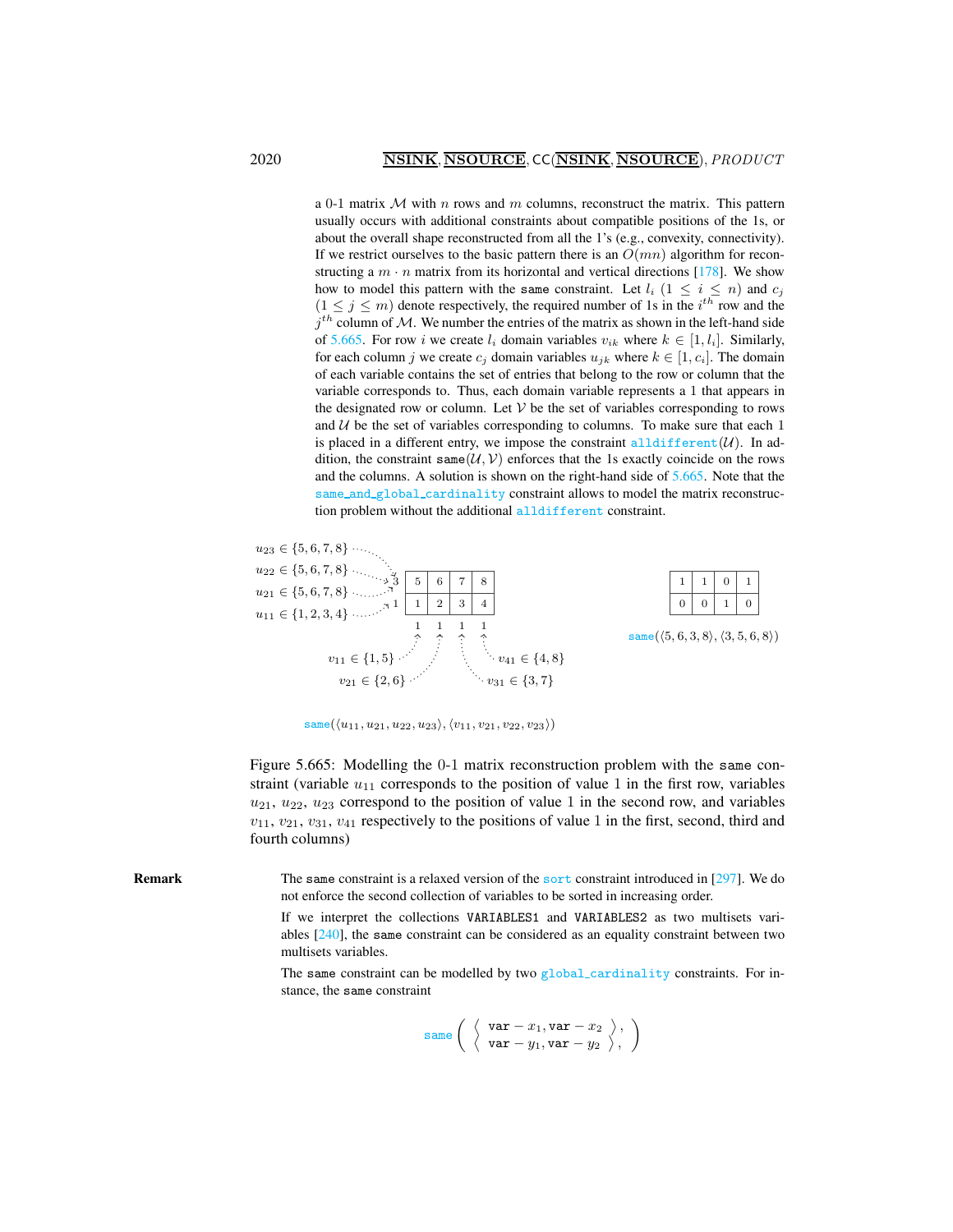a 0-1 matrix $\mathcal{M}$ with $n$ rows and $m$ columns, reconstruct the matrix. This pattern usually occurs with additional constraints about compatible positions of the 1s, or about the overall shape reconstructed from all the 1's (e.g., convexity, connectivity). If we restrict ourselves to the basic pattern there is an $O(mn)$ algorithm for reconstructing a $m \cdot n$ matrix from its horizontal and vertical directions [178]. We show how to model this pattern with the same constraint. Let $l_i$ $(1 \leq i \leq n)$ and $c_j$ $(1 \leq j \leq m)$ denote respectively, the required number of 1s in the $i^{th}$ row and the $j^{th}$ column of $\mathcal{M}$. We number the entries of the matrix as shown in the left-hand side of 5.665. For row $i$ we create $l_i$ domain variables $v_{ik}$ where $k \in [1, l_i]$. Similarly, for each column $j$ we create $c_j$ domain variables $u_{jk}$ where $k \in [1, c_i]$. The domain of each variable contains the set of entries that belong to the row or column that the variable corresponds to. Thus, each domain variable represents a 1 that appears in the designated row or column. Let $\mathcal{V}$ be the set of variables corresponding to rows and $\mathcal{U}$ be the set of variables corresponding to columns. To make sure that each 1 is placed in a different entry, we impose the constraint alldifferent$(\mathcal{U})$. In addition, the constraint same$(\mathcal{U}, \mathcal{V})$ enforces that the 1s exactly coincide on the rows and the columns. A solution is shown on the right-hand side of 5.665. Note that the same_and_global_cardinality constraint allows to model the matrix reconstruction problem without the additional alldifferent constraint.

$u_{23} \in \{5,6,7,8\}$
$u_{22} \in \{5,6,7,8\}$
$u_{21} \in \{5,6,7,8\}$
$u_{11} \in \{1,2,3,4\}$

| | | | | |
|---|---|---|---|---|
| 3 | 5 | 6 | 7 | 8 |
| 1 | 1 | 2 | 3 | 4 |
| | 1 | 1 | 1 | 1 |

$v_{11} \in \{1,5\}$, $v_{21} \in \{2,6\}$, $v_{31} \in \{3,7\}$, $v_{41} \in \{4,8\}$

same$(\langle u_{11}, u_{21}, u_{22}, u_{23}\rangle, \langle v_{11}, v_{21}, v_{22}, v_{23}\rangle)$

| | | | |
|---|---|---|---|
| 1 | 1 | 0 | 1 |
| 0 | 0 | 1 | 0 |

same$(\langle 5,6,3,8\rangle, \langle 3,5,6,8\rangle)$

Figure 5.665: Modelling the 0-1 matrix reconstruction problem with the same constraint (variable $u_{11}$ corresponds to the position of value 1 in the first row, variables $u_{21}$, $u_{22}$, $u_{23}$ correspond to the position of value 1 in the second row, and variables $v_{11}$, $v_{21}$, $v_{31}$, $v_{41}$ respectively to the positions of value 1 in the first, second, third and fourth columns)

**Remark** The same constraint is a relaxed version of the sort constraint introduced in [297]. We do not enforce the second collection of variables to be sorted in increasing order.

If we interpret the collections VARIABLES1 and VARIABLES2 as two multisets variables [240], the same constraint can be considered as an equality constraint between two multisets variables.

The same constraint can be modelled by two global_cardinality constraints. For instance, the same constraint

$$\text{same}\left(\begin{array}{l}\langle \text{var}-x_1, \text{var}-x_2\rangle,\\ \langle \text{var}-y_1, \text{var}-y_2\rangle,\end{array}\right)$$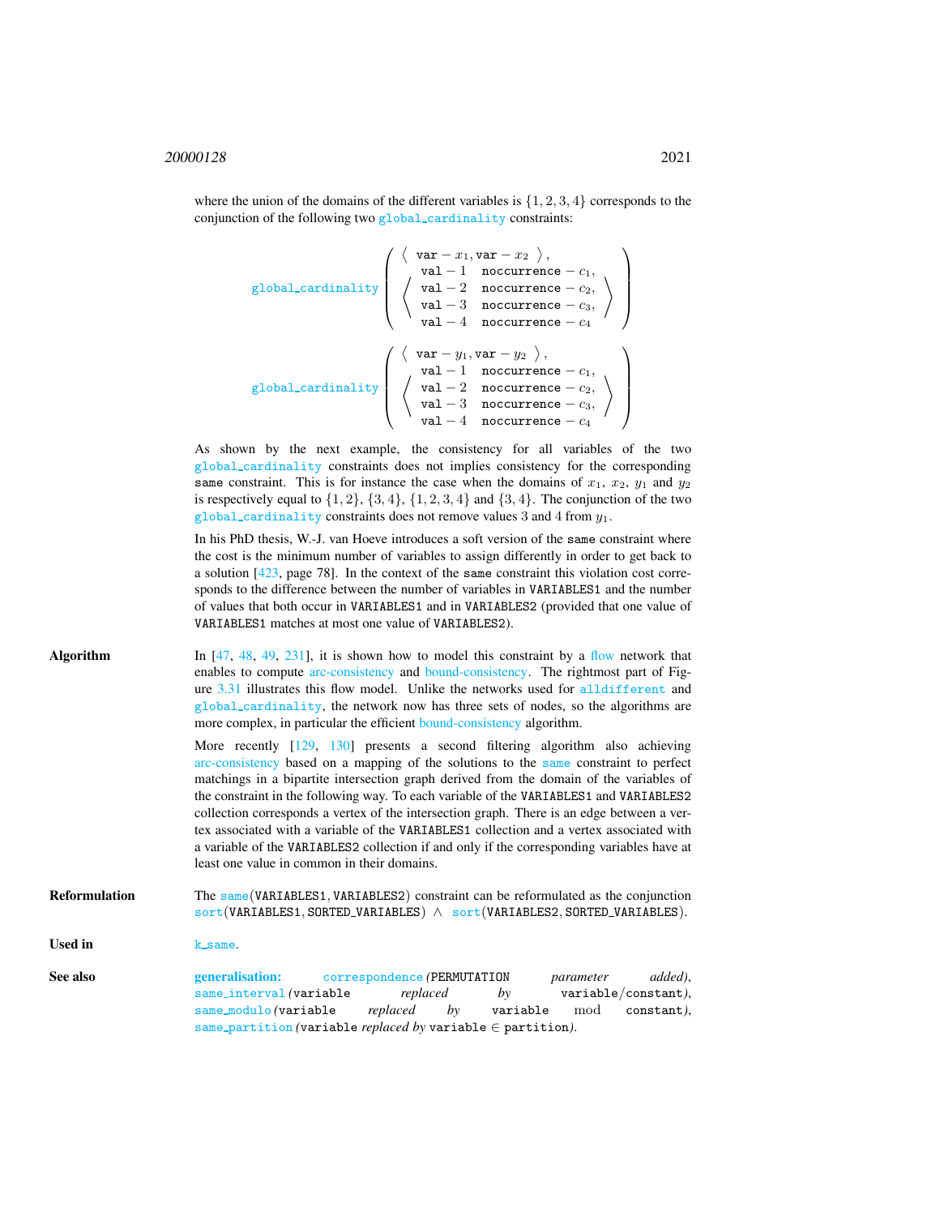where the union of the domains of the different variables is $\{1, 2, 3, 4\}$ corresponds to the conjunction of the following two global_cardinality constraints:

$$\texttt{global\_cardinality}\left(\begin{array}{l}\langle\ \texttt{var}-x_1, \texttt{var}-x_2\ \rangle,\\ \left\langle\begin{array}{ll}\texttt{val}-1 & \texttt{noccurrence}-c_1,\\ \texttt{val}-2 & \texttt{noccurrence}-c_2,\\ \texttt{val}-3 & \texttt{noccurrence}-c_3,\\ \texttt{val}-4 & \texttt{noccurrence}-c_4\end{array}\right\rangle\end{array}\right)$$

$$\texttt{global\_cardinality}\left(\begin{array}{l}\langle\ \texttt{var}-y_1, \texttt{var}-y_2\ \rangle,\\ \left\langle\begin{array}{ll}\texttt{val}-1 & \texttt{noccurrence}-c_1,\\ \texttt{val}-2 & \texttt{noccurrence}-c_2,\\ \texttt{val}-3 & \texttt{noccurrence}-c_3,\\ \texttt{val}-4 & \texttt{noccurrence}-c_4\end{array}\right\rangle\end{array}\right)$$

As shown by the next example, the consistency for all variables of the two global_cardinality constraints does not implies consistency for the corresponding same constraint. This is for instance the case when the domains of $x_1$, $x_2$, $y_1$ and $y_2$ is respectively equal to $\{1, 2\}$, $\{3, 4\}$, $\{1, 2, 3, 4\}$ and $\{3, 4\}$. The conjunction of the two global_cardinality constraints does not remove values 3 and 4 from $y_1$.

In his PhD thesis, W.-J. van Hoeve introduces a soft version of the same constraint where the cost is the minimum number of variables to assign differently in order to get back to a solution [423, page 78]. In the context of the same constraint this violation cost corresponds to the difference between the number of variables in VARIABLES1 and the number of values that both occur in VARIABLES1 and in VARIABLES2 (provided that one value of VARIABLES1 matches at most one value of VARIABLES2).

**Algorithm** In [47, 48, 49, 231], it is shown how to model this constraint by a flow network that enables to compute arc-consistency and bound-consistency. The rightmost part of Figure 3.31 illustrates this flow model. Unlike the networks used for alldifferent and global_cardinality, the network now has three sets of nodes, so the algorithms are more complex, in particular the efficient bound-consistency algorithm.

More recently [129, 130] presents a second filtering algorithm also achieving arc-consistency based on a mapping of the solutions to the same constraint to perfect matchings in a bipartite intersection graph derived from the domain of the variables of the constraint in the following way. To each variable of the VARIABLES1 and VARIABLES2 collection corresponds a vertex of the intersection graph. There is an edge between a vertex associated with a variable of the VARIABLES1 collection and a vertex associated with a variable of the VARIABLES2 collection if and only if the corresponding variables have at least one value in common in their domains.

**Reformulation** The same(VARIABLES1, VARIABLES2) constraint can be reformulated as the conjunction sort(VARIABLES1, SORTED_VARIABLES) $\wedge$ sort(VARIABLES2, SORTED_VARIABLES).

**Used in** k_same.

**See also** **generalisation:** correspondence *(*PERMUTATION *parameter added)*, same_interval *(*variable *replaced by* variable/constant*)*, same_modulo *(*variable *replaced by* variable mod constant*)*, same_partition *(*variable *replaced by* variable $\in$ partition*)*.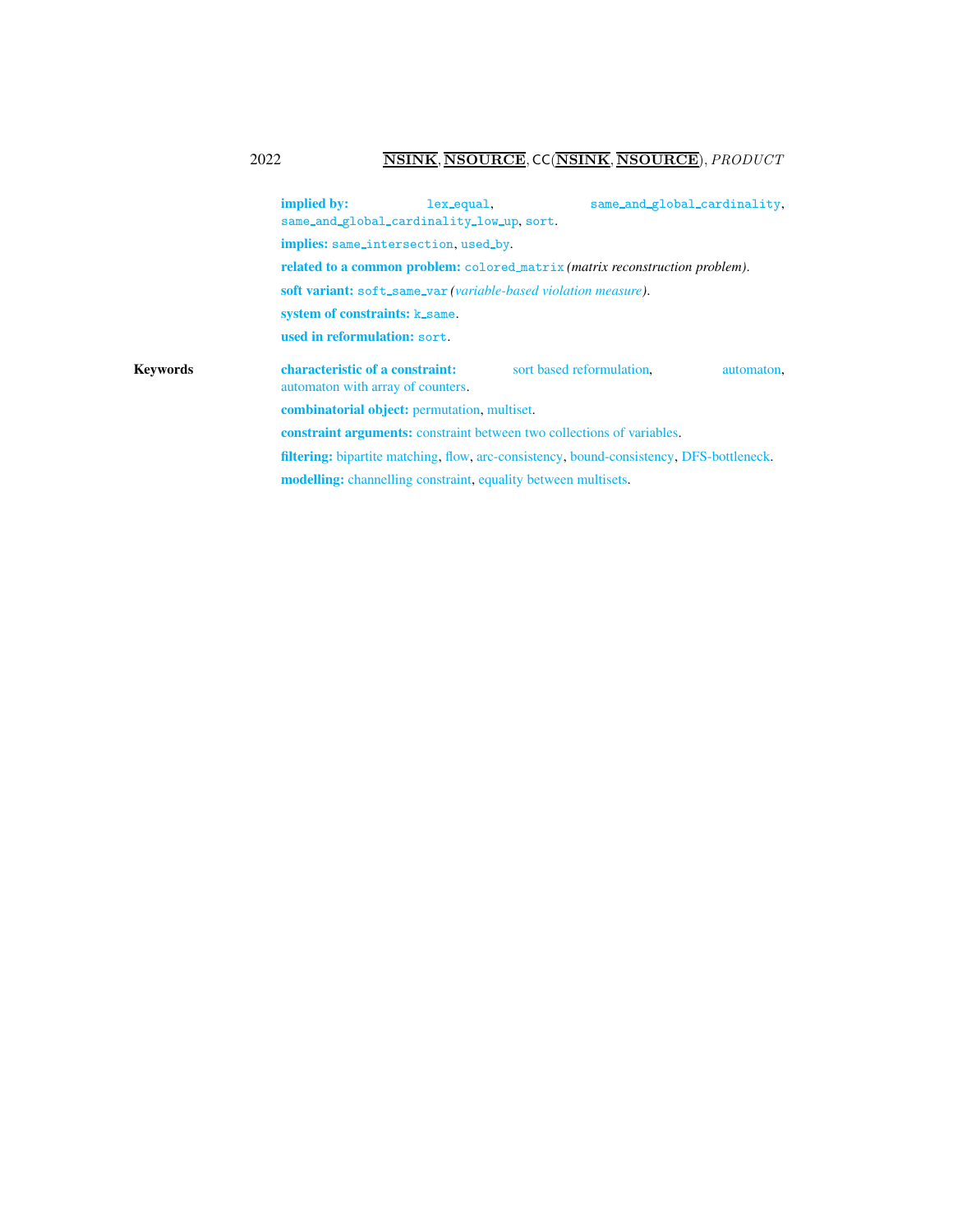**implied by:** lex_equal, same_and_global_cardinality, same_and_global_cardinality_low_up, sort.

**implies:** same_intersection, used_by.

**related to a common problem:** colored_matrix *(matrix reconstruction problem)*.

**soft variant:** soft_same_var *(variable-based violation measure)*.

**system of constraints:** k_same.

**used in reformulation:** sort.

**Keywords**

**characteristic of a constraint:** sort based reformulation, automaton, automaton with array of counters.

**combinatorial object:** permutation, multiset.

**constraint arguments:** constraint between two collections of variables.

**filtering:** bipartite matching, flow, arc-consistency, bound-consistency, DFS-bottleneck.

**modelling:** channelling constraint, equality between multisets.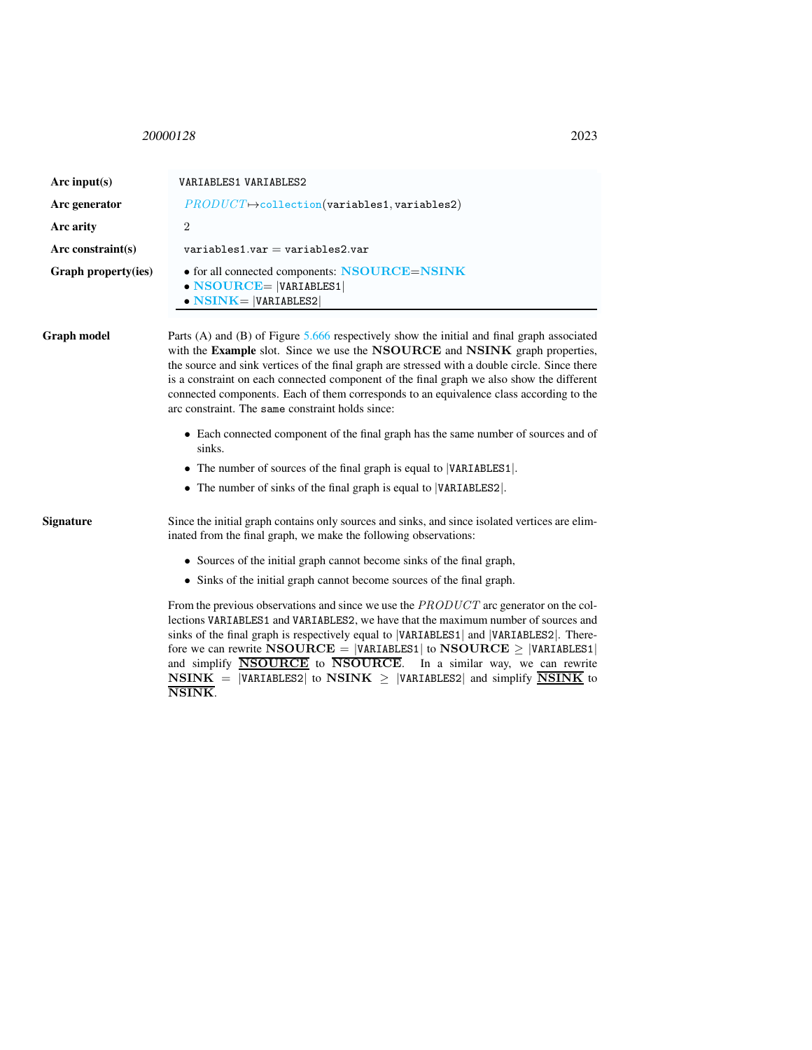| | |
|---|---|
| **Arc input(s)** | VARIABLES1 VARIABLES2 |
| **Arc generator** | $PRODUCT \mapsto$ collection(variables1, variables2) |
| **Arc arity** | 2 |
| **Arc constraint(s)** | variables1.var = variables2.var |
| **Graph property(ies)** | • for all connected components: **NSOURCE**=**NSINK**<br>• **NSOURCE**= \|VARIABLES1\|<br>• **NSINK**= \|VARIABLES2\| |

**Graph model**

Parts (A) and (B) of Figure 5.666 respectively show the initial and final graph associated with the **Example** slot. Since we use the **NSOURCE** and **NSINK** graph properties, the source and sink vertices of the final graph are stressed with a double circle. Since there is a constraint on each connected component of the final graph we also show the different connected components. Each of them corresponds to an equivalence class according to the arc constraint. The same constraint holds since:

- Each connected component of the final graph has the same number of sources and of sinks.
- The number of sources of the final graph is equal to |VARIABLES1|.
- The number of sinks of the final graph is equal to |VARIABLES2|.

**Signature**

Since the initial graph contains only sources and sinks, and since isolated vertices are eliminated from the final graph, we make the following observations:

- Sources of the initial graph cannot become sinks of the final graph,
- Sinks of the initial graph cannot become sources of the final graph.

From the previous observations and since we use the $PRODUCT$ arc generator on the collections VARIABLES1 and VARIABLES2, we have that the maximum number of sources and sinks of the final graph is respectively equal to |VARIABLES1| and |VARIABLES2|. Therefore we can rewrite **NSOURCE** = |VARIABLES1| to **NSOURCE** $\geq$ |VARIABLES1| and simplify $\underline{\overline{\textbf{NSOURCE}}}$ to $\overline{\textbf{NSOURCE}}$. In a similar way, we can rewrite **NSINK** = |VARIABLES2| to **NSINK** $\geq$ |VARIABLES2| and simplify $\underline{\overline{\textbf{NSINK}}}$ to $\overline{\textbf{NSINK}}$.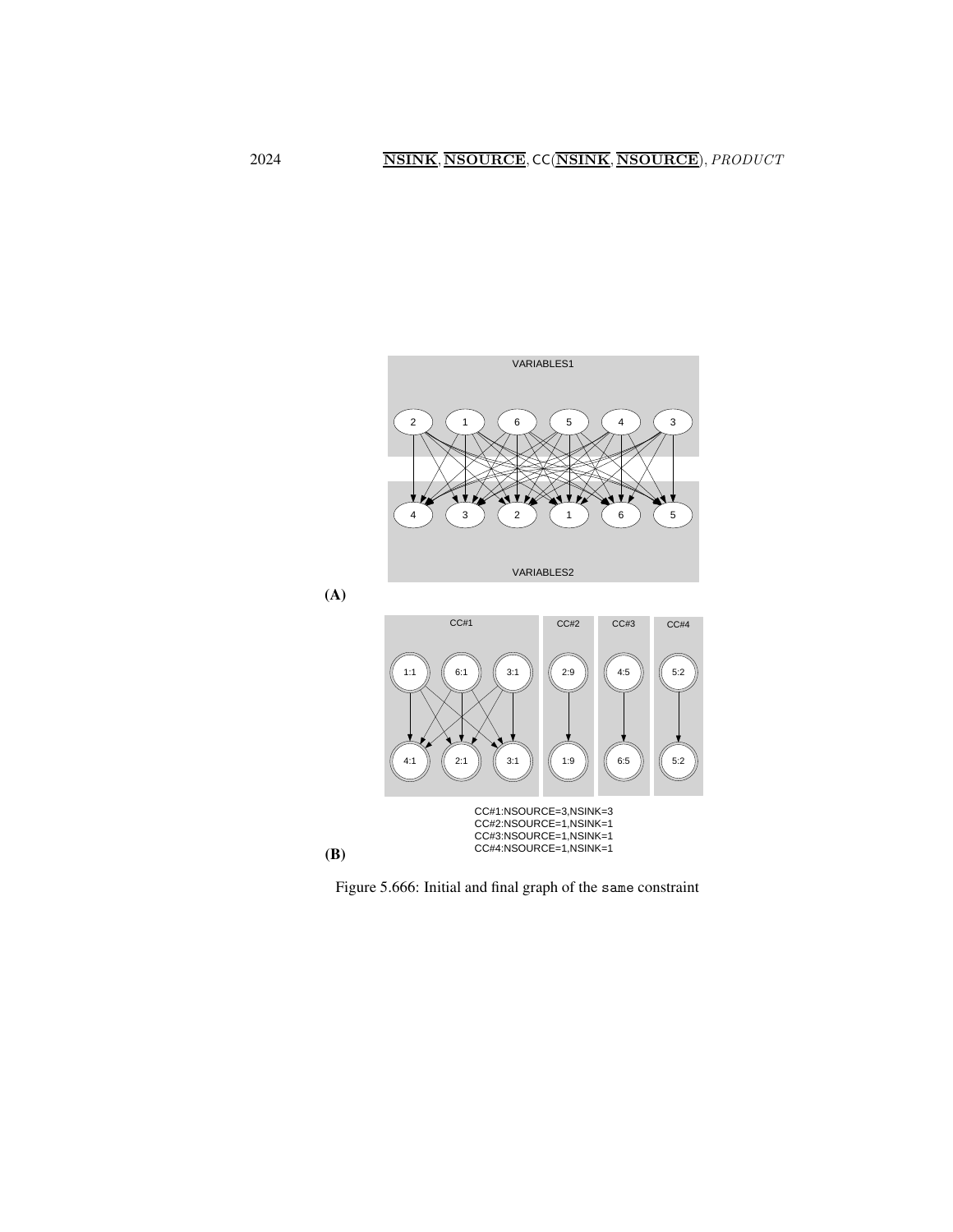(A)

(B)

CC#1:NSOURCE=3,NSINK=3
CC#2:NSOURCE=1,NSINK=1
CC#3:NSOURCE=1,NSINK=1
CC#4:NSOURCE=1,NSINK=1

Figure 5.666: Initial and final graph of the `same` constraint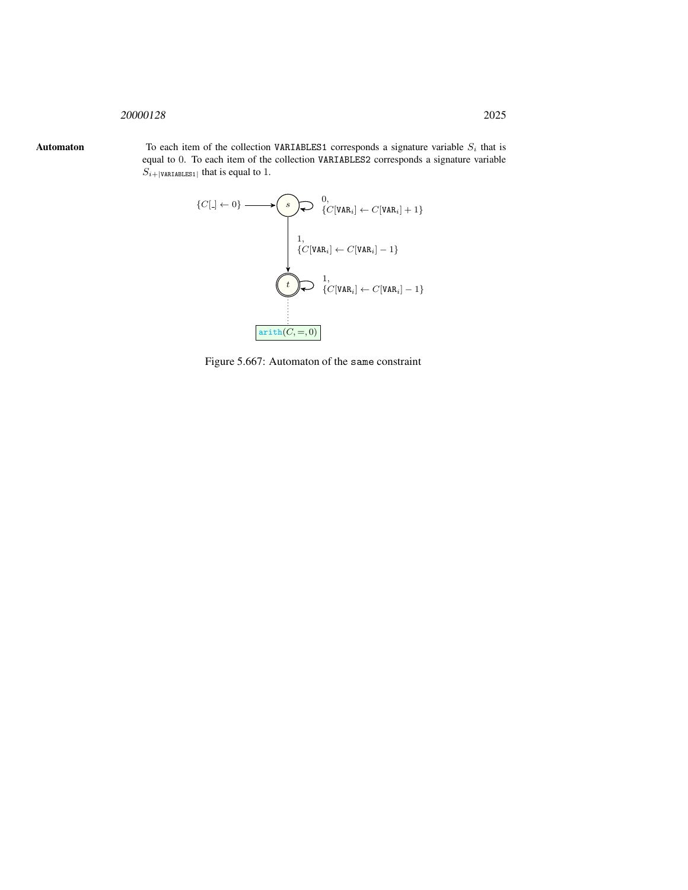**Automaton** To each item of the collection VARIABLES1 corresponds a signature variable $S_i$ that is equal to 0. To each item of the collection VARIABLES2 corresponds a signature variable $S_{i+|\texttt{VARIABLES1}|}$ that is equal to 1.

$\{C[\_] \leftarrow 0\}$

s

0,
$\{C[\texttt{VAR}_i] \leftarrow C[\texttt{VAR}_i] + 1\}$

1,
$\{C[\texttt{VAR}_i] \leftarrow C[\texttt{VAR}_i] - 1\}$

t

1,
$\{C[\texttt{VAR}_i] \leftarrow C[\texttt{VAR}_i] - 1\}$

arith$(C, =, 0)$

Figure 5.667: Automaton of the same constraint